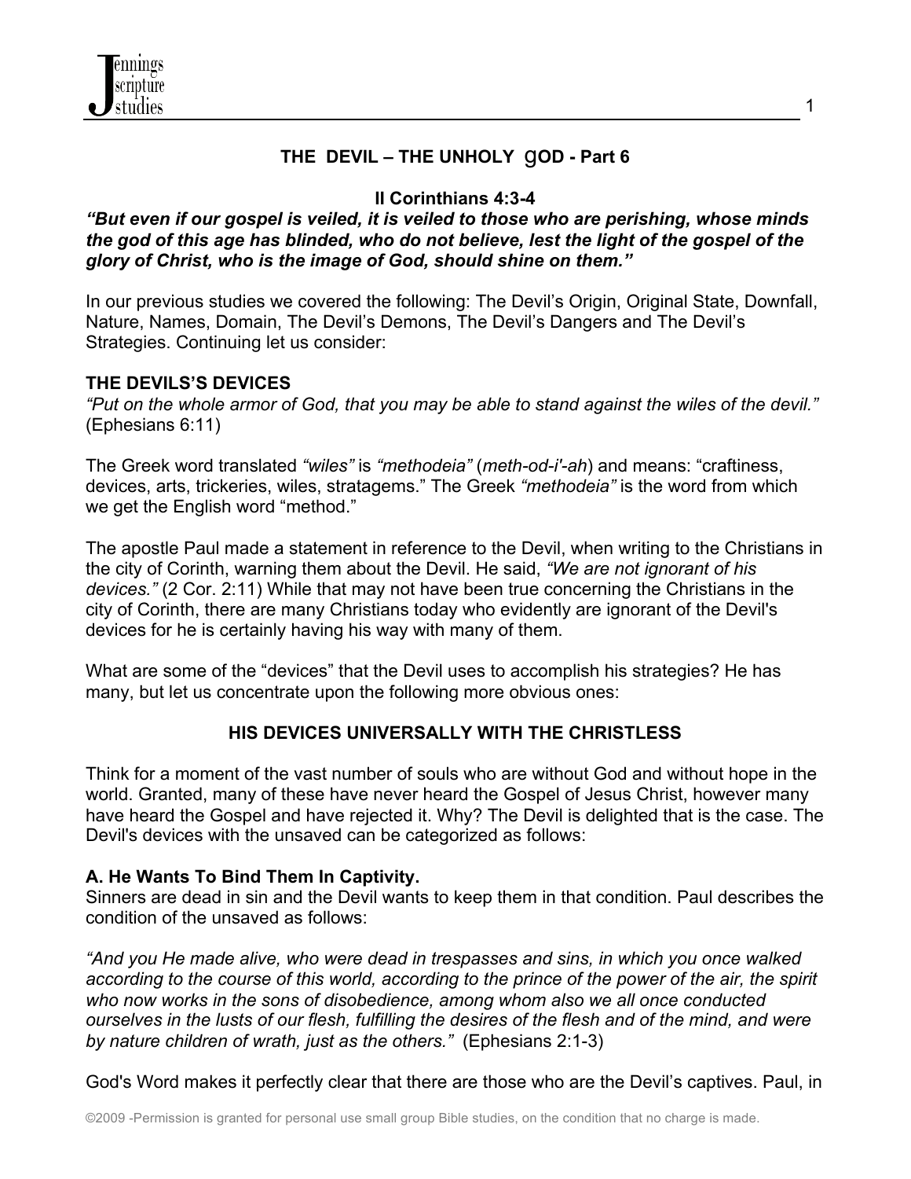# THE DEVIL – THE UNHOLY gOD - Part 6

**II Corinthians 4:3-4**

***"But even if our gospel is veiled, it is veiled to those who are perishing, whose minds the god of this age has blinded, who do not believe, lest the light of the gospel of the glory of Christ, who is the image of God, should shine on them."***

In our previous studies we covered the following: The Devil's Origin, Original State, Downfall, Nature, Names, Domain, The Devil's Demons, The Devil's Dangers and The Devil's Strategies. Continuing let us consider:

## THE DEVILS'S DEVICES

*"Put on the whole armor of God, that you may be able to stand against the wiles of the devil."* (Ephesians 6:11)

The Greek word translated *"wiles"* is *"methodeia"* (*meth-od-i'-ah*) and means: "craftiness, devices, arts, trickeries, wiles, stratagems." The Greek *"methodeia"* is the word from which we get the English word "method."

The apostle Paul made a statement in reference to the Devil, when writing to the Christians in the city of Corinth, warning them about the Devil. He said, *"We are not ignorant of his devices."* (2 Cor. 2:11) While that may not have been true concerning the Christians in the city of Corinth, there are many Christians today who evidently are ignorant of the Devil's devices for he is certainly having his way with many of them.

What are some of the "devices" that the Devil uses to accomplish his strategies? He has many, but let us concentrate upon the following more obvious ones:

## HIS DEVICES UNIVERSALLY WITH THE CHRISTLESS

Think for a moment of the vast number of souls who are without God and without hope in the world. Granted, many of these have never heard the Gospel of Jesus Christ, however many have heard the Gospel and have rejected it. Why? The Devil is delighted that is the case. The Devil's devices with the unsaved can be categorized as follows:

### A. He Wants To Bind Them In Captivity.

Sinners are dead in sin and the Devil wants to keep them in that condition. Paul describes the condition of the unsaved as follows:

*"And you He made alive, who were dead in trespasses and sins, in which you once walked according to the course of this world, according to the prince of the power of the air, the spirit who now works in the sons of disobedience, among whom also we all once conducted ourselves in the lusts of our flesh, fulfilling the desires of the flesh and of the mind, and were by nature children of wrath, just as the others."* (Ephesians 2:1-3)

God's Word makes it perfectly clear that there are those who are the Devil's captives. Paul, in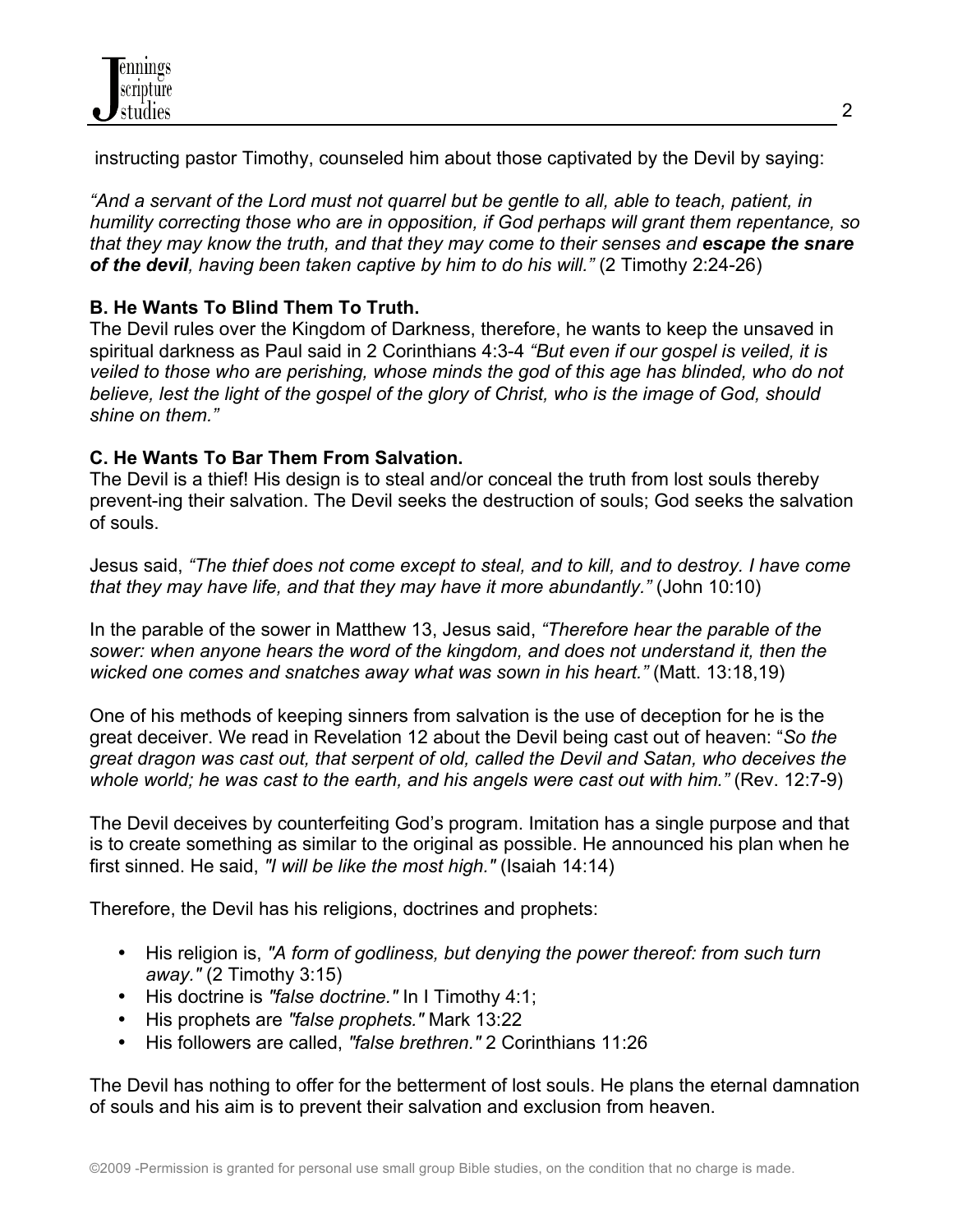instructing pastor Timothy, counseled him about those captivated by the Devil by saying:

*"And a servant of the Lord must not quarrel but be gentle to all, able to teach, patient, in humility correcting those who are in opposition, if God perhaps will grant them repentance, so that they may know the truth, and that they may come to their senses and **escape the snare of the devil**, having been taken captive by him to do his will."* (2 Timothy 2:24-26)

**B. He Wants To Blind Them To Truth.**
The Devil rules over the Kingdom of Darkness, therefore, he wants to keep the unsaved in spiritual darkness as Paul said in 2 Corinthians 4:3-4 *"But even if our gospel is veiled, it is veiled to those who are perishing, whose minds the god of this age has blinded, who do not believe, lest the light of the gospel of the glory of Christ, who is the image of God, should shine on them."*

**C. He Wants To Bar Them From Salvation.**
The Devil is a thief! His design is to steal and/or conceal the truth from lost souls thereby prevent-ing their salvation. The Devil seeks the destruction of souls; God seeks the salvation of souls.

Jesus said, *"The thief does not come except to steal, and to kill, and to destroy. I have come that they may have life, and that they may have it more abundantly."* (John 10:10)

In the parable of the sower in Matthew 13, Jesus said, *"Therefore hear the parable of the sower: when anyone hears the word of the kingdom, and does not understand it, then the wicked one comes and snatches away what was sown in his heart."* (Matt. 13:18,19)

One of his methods of keeping sinners from salvation is the use of deception for he is the great deceiver. We read in Revelation 12 about the Devil being cast out of heaven: "*So the great dragon was cast out, that serpent of old, called the Devil and Satan, who deceives the whole world; he was cast to the earth, and his angels were cast out with him."* (Rev. 12:7-9)

The Devil deceives by counterfeiting God's program. Imitation has a single purpose and that is to create something as similar to the original as possible. He announced his plan when he first sinned. He said, *"I will be like the most high."* (Isaiah 14:14)

Therefore, the Devil has his religions, doctrines and prophets:

- His religion is, *"A form of godliness, but denying the power thereof: from such turn away."* (2 Timothy 3:15)
- His doctrine is *"false doctrine."* In I Timothy 4:1;
- His prophets are *"false prophets."* Mark 13:22
- His followers are called, *"false brethren."* 2 Corinthians 11:26

The Devil has nothing to offer for the betterment of lost souls. He plans the eternal damnation of souls and his aim is to prevent their salvation and exclusion from heaven.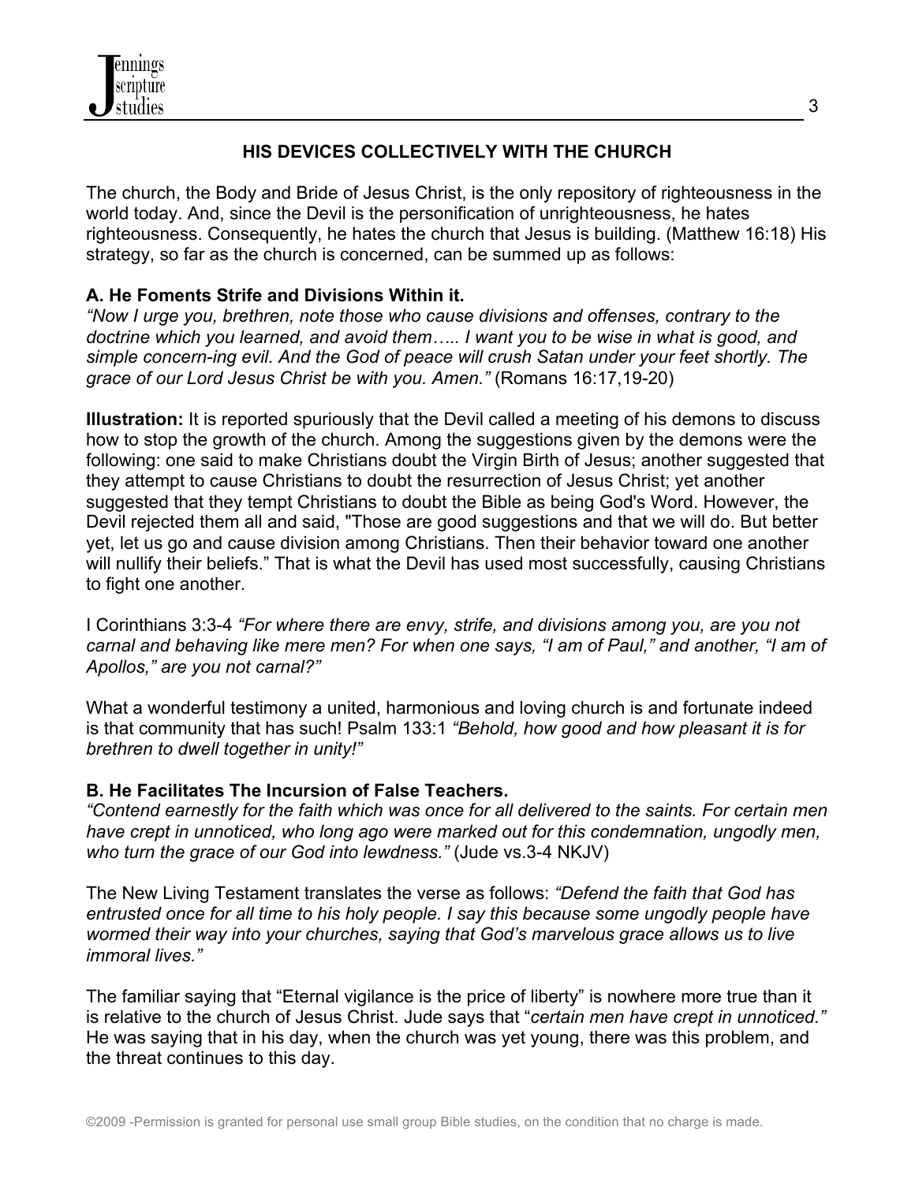## HIS DEVICES COLLECTIVELY WITH THE CHURCH

The church, the Body and Bride of Jesus Christ, is the only repository of righteousness in the world today. And, since the Devil is the personification of unrighteousness, he hates righteousness. Consequently, he hates the church that Jesus is building. (Matthew 16:18) His strategy, so far as the church is concerned, can be summed up as follows:

### A. He Foments Strife and Divisions Within it.

*"Now I urge you, brethren, note those who cause divisions and offenses, contrary to the doctrine which you learned, and avoid them….. I want you to be wise in what is good, and simple concern-ing evil. And the God of peace will crush Satan under your feet shortly. The grace of our Lord Jesus Christ be with you. Amen."* (Romans 16:17,19-20)

**Illustration:** It is reported spuriously that the Devil called a meeting of his demons to discuss how to stop the growth of the church. Among the suggestions given by the demons were the following: one said to make Christians doubt the Virgin Birth of Jesus; another suggested that they attempt to cause Christians to doubt the resurrection of Jesus Christ; yet another suggested that they tempt Christians to doubt the Bible as being God's Word. However, the Devil rejected them all and said, "Those are good suggestions and that we will do. But better yet, let us go and cause division among Christians. Then their behavior toward one another will nullify their beliefs." That is what the Devil has used most successfully, causing Christians to fight one another.

I Corinthians 3:3-4 *"For where there are envy, strife, and divisions among you, are you not carnal and behaving like mere men? For when one says, "I am of Paul," and another, "I am of Apollos," are you not carnal?"*

What a wonderful testimony a united, harmonious and loving church is and fortunate indeed is that community that has such! Psalm 133:1 *"Behold, how good and how pleasant it is for brethren to dwell together in unity!"*

### B. He Facilitates The Incursion of False Teachers.

*"Contend earnestly for the faith which was once for all delivered to the saints. For certain men have crept in unnoticed, who long ago were marked out for this condemnation, ungodly men, who turn the grace of our God into lewdness."* (Jude vs.3-4 NKJV)

The New Living Testament translates the verse as follows: *"Defend the faith that God has entrusted once for all time to his holy people. I say this because some ungodly people have wormed their way into your churches, saying that God's marvelous grace allows us to live immoral lives."*

The familiar saying that "Eternal vigilance is the price of liberty" is nowhere more true than it is relative to the church of Jesus Christ. Jude says that "*certain men have crept in unnoticed.*" He was saying that in his day, when the church was yet young, there was this problem, and the threat continues to this day.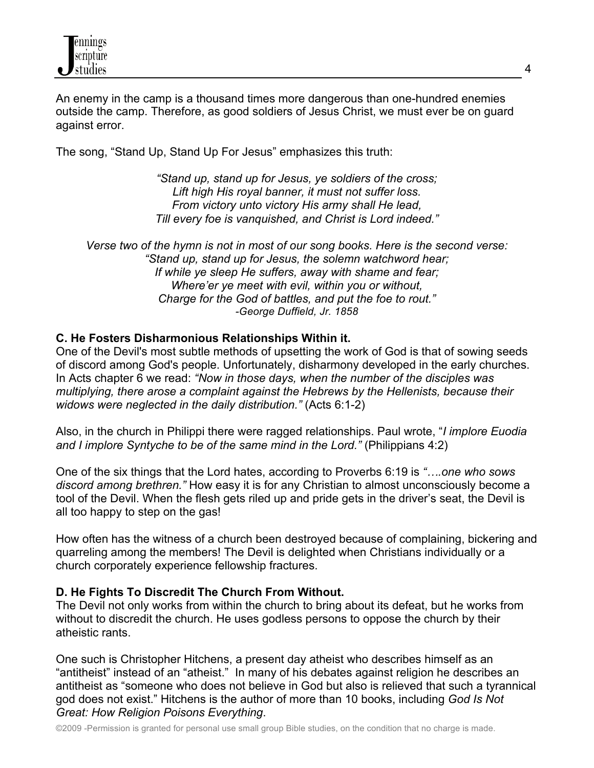An enemy in the camp is a thousand times more dangerous than one-hundred enemies outside the camp. Therefore, as good soldiers of Jesus Christ, we must ever be on guard against error.

The song, "Stand Up, Stand Up For Jesus" emphasizes this truth:

> *"Stand up, stand up for Jesus, ye soldiers of the cross;*
> *Lift high His royal banner, it must not suffer loss.*
> *From victory unto victory His army shall He lead,*
> *Till every foe is vanquished, and Christ is Lord indeed."*

> *Verse two of the hymn is not in most of our song books. Here is the second verse:*
> *"Stand up, stand up for Jesus, the solemn watchword hear;*
> *If while ye sleep He suffers, away with shame and fear;*
> *Where'er ye meet with evil, within you or without,*
> *Charge for the God of battles, and put the foe to rout."*
> *-George Duffield, Jr. 1858*

**C. He Fosters Disharmonious Relationships Within it.**

One of the Devil's most subtle methods of upsetting the work of God is that of sowing seeds of discord among God's people. Unfortunately, disharmony developed in the early churches. In Acts chapter 6 we read: *"Now in those days, when the number of the disciples was multiplying, there arose a complaint against the Hebrews by the Hellenists, because their widows were neglected in the daily distribution."* (Acts 6:1-2)

Also, in the church in Philippi there were ragged relationships. Paul wrote, "*I implore Euodia and I implore Syntyche to be of the same mind in the Lord."* (Philippians 4:2)

One of the six things that the Lord hates, according to Proverbs 6:19 is *"….one who sows discord among brethren."* How easy it is for any Christian to almost unconsciously become a tool of the Devil. When the flesh gets riled up and pride gets in the driver's seat, the Devil is all too happy to step on the gas!

How often has the witness of a church been destroyed because of complaining, bickering and quarreling among the members! The Devil is delighted when Christians individually or a church corporately experience fellowship fractures.

**D. He Fights To Discredit The Church From Without.**

The Devil not only works from within the church to bring about its defeat, but he works from without to discredit the church. He uses godless persons to oppose the church by their atheistic rants.

One such is Christopher Hitchens, a present day atheist who describes himself as an "antitheist" instead of an "atheist." In many of his debates against religion he describes an antitheist as "someone who does not believe in God but also is relieved that such a tyrannical god does not exist." Hitchens is the author of more than 10 books, including *God Is Not Great: How Religion Poisons Everything*.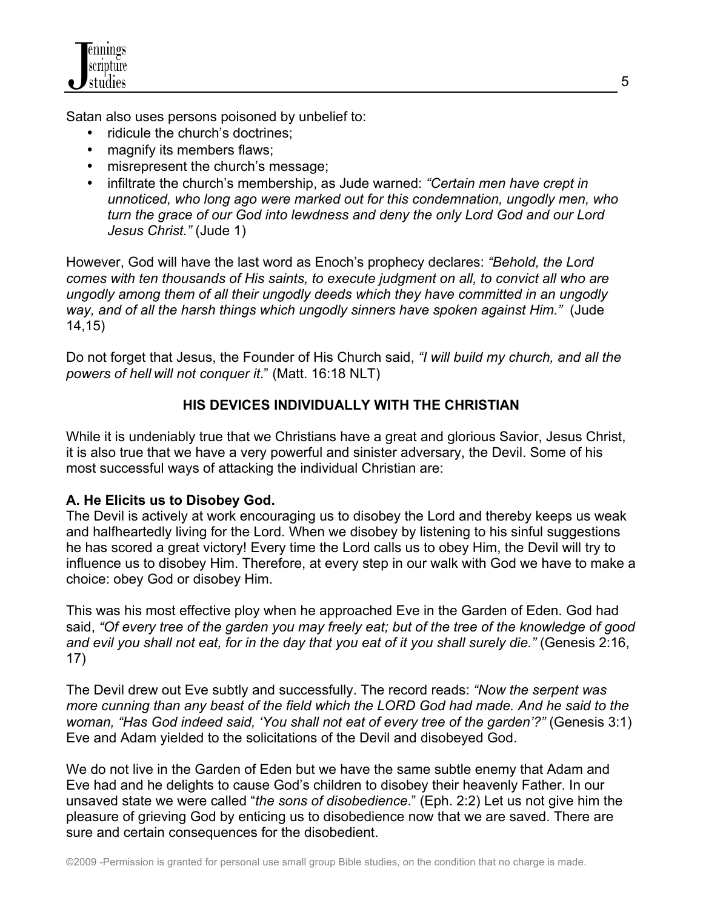Satan also uses persons poisoned by unbelief to:

- ridicule the church's doctrines;
- magnify its members flaws;
- misrepresent the church's message;
- infiltrate the church's membership, as Jude warned: *"Certain men have crept in unnoticed, who long ago were marked out for this condemnation, ungodly men, who turn the grace of our God into lewdness and deny the only Lord God and our Lord Jesus Christ."* (Jude 1)

However, God will have the last word as Enoch's prophecy declares: *"Behold, the Lord comes with ten thousands of His saints, to execute judgment on all, to convict all who are ungodly among them of all their ungodly deeds which they have committed in an ungodly way, and of all the harsh things which ungodly sinners have spoken against Him."* (Jude 14,15)

Do not forget that Jesus, the Founder of His Church said, *"I will build my church, and all the powers of hell will not conquer it*." (Matt. 16:18 NLT)

## HIS DEVICES INDIVIDUALLY WITH THE CHRISTIAN

While it is undeniably true that we Christians have a great and glorious Savior, Jesus Christ, it is also true that we have a very powerful and sinister adversary, the Devil. Some of his most successful ways of attacking the individual Christian are:

### A. He Elicits us to Disobey God.

The Devil is actively at work encouraging us to disobey the Lord and thereby keeps us weak and halfheartedly living for the Lord. When we disobey by listening to his sinful suggestions he has scored a great victory! Every time the Lord calls us to obey Him, the Devil will try to influence us to disobey Him. Therefore, at every step in our walk with God we have to make a choice: obey God or disobey Him.

This was his most effective ploy when he approached Eve in the Garden of Eden. God had said, *"Of every tree of the garden you may freely eat; but of the tree of the knowledge of good and evil you shall not eat, for in the day that you eat of it you shall surely die."* (Genesis 2:16, 17)

The Devil drew out Eve subtly and successfully. The record reads: *"Now the serpent was more cunning than any beast of the field which the LORD God had made. And he said to the woman, "Has God indeed said, 'You shall not eat of every tree of the garden'?"* (Genesis 3:1) Eve and Adam yielded to the solicitations of the Devil and disobeyed God.

We do not live in the Garden of Eden but we have the same subtle enemy that Adam and Eve had and he delights to cause God's children to disobey their heavenly Father. In our unsaved state we were called "*the sons of disobedience*." (Eph. 2:2) Let us not give him the pleasure of grieving God by enticing us to disobedience now that we are saved. There are sure and certain consequences for the disobedient.

©2009 -Permission is granted for personal use small group Bible studies, on the condition that no charge is made.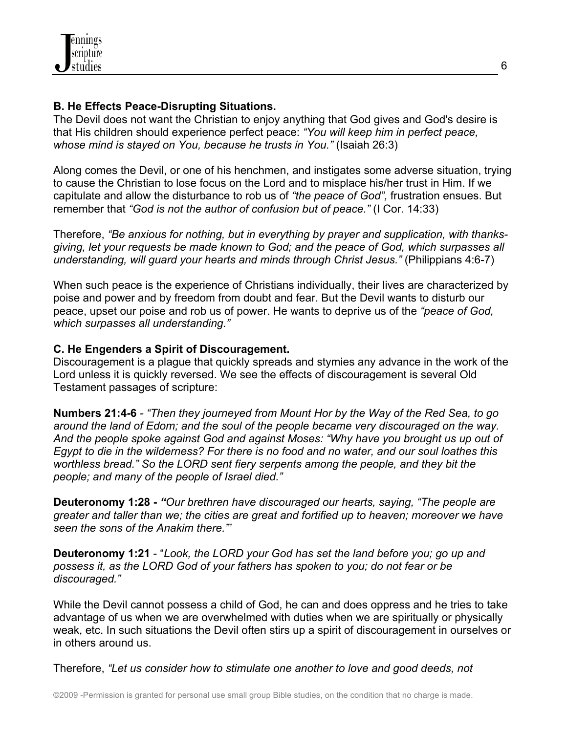**B. He Effects Peace-Disrupting Situations.**
The Devil does not want the Christian to enjoy anything that God gives and God's desire is that His children should experience perfect peace: *"You will keep him in perfect peace, whose mind is stayed on You, because he trusts in You."* (Isaiah 26:3)

Along comes the Devil, or one of his henchmen, and instigates some adverse situation, trying to cause the Christian to lose focus on the Lord and to misplace his/her trust in Him. If we capitulate and allow the disturbance to rob us of *"the peace of God",* frustration ensues. But remember that *"God is not the author of confusion but of peace."* (I Cor. 14:33)

Therefore, *"Be anxious for nothing, but in everything by prayer and supplication, with thanks-giving, let your requests be made known to God; and the peace of God, which surpasses all understanding, will guard your hearts and minds through Christ Jesus."* (Philippians 4:6-7)

When such peace is the experience of Christians individually, their lives are characterized by poise and power and by freedom from doubt and fear. But the Devil wants to disturb our peace, upset our poise and rob us of power. He wants to deprive us of the *"peace of God, which surpasses all understanding."*

**C. He Engenders a Spirit of Discouragement.**
Discouragement is a plague that quickly spreads and stymies any advance in the work of the Lord unless it is quickly reversed. We see the effects of discouragement is several Old Testament passages of scripture:

**Numbers 21:4-6** - *"Then they journeyed from Mount Hor by the Way of the Red Sea, to go around the land of Edom; and the soul of the people became very discouraged on the way. And the people spoke against God and against Moses: "Why have you brought us up out of Egypt to die in the wilderness? For there is no food and no water, and our soul loathes this worthless bread." So the LORD sent fiery serpents among the people, and they bit the people; and many of the people of Israel died."*

**Deuteronomy 1:28 -** *"Our brethren have discouraged our hearts, saying, "The people are greater and taller than we; the cities are great and fortified up to heaven; moreover we have seen the sons of the Anakim there."'*

**Deuteronomy 1:21** - "*Look, the LORD your God has set the land before you; go up and possess it, as the LORD God of your fathers has spoken to you; do not fear or be discouraged."*

While the Devil cannot possess a child of God, he can and does oppress and he tries to take advantage of us when we are overwhelmed with duties when we are spiritually or physically weak, etc. In such situations the Devil often stirs up a spirit of discouragement in ourselves or in others around us.

Therefore, *"Let us consider how to stimulate one another to love and good deeds, not*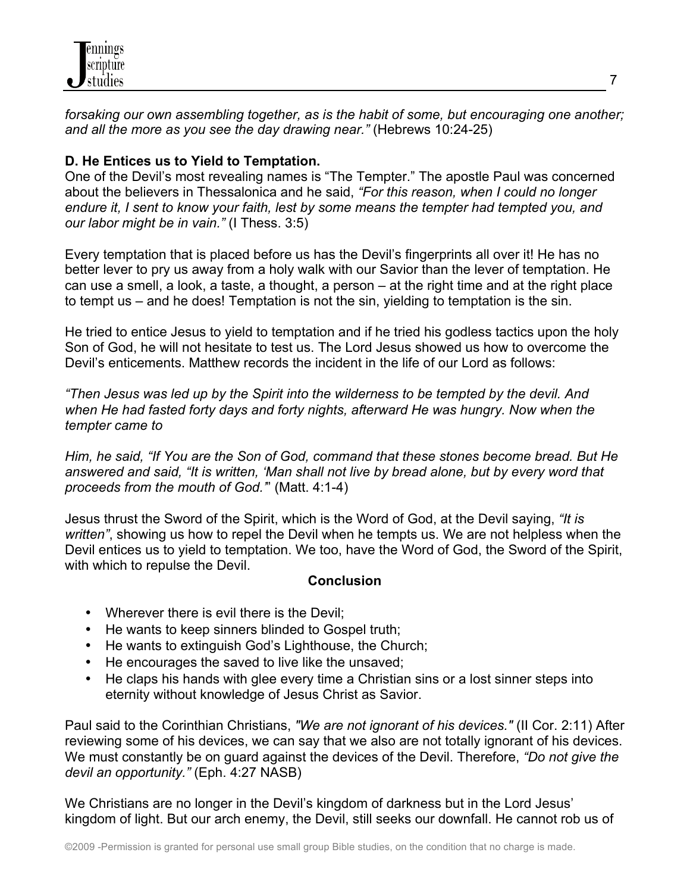*forsaking our own assembling together, as is the habit of some, but encouraging one another; and all the more as you see the day drawing near."* (Hebrews 10:24-25)

**D. He Entices us to Yield to Temptation.**

One of the Devil's most revealing names is "The Tempter." The apostle Paul was concerned about the believers in Thessalonica and he said, *"For this reason, when I could no longer endure it, I sent to know your faith, lest by some means the tempter had tempted you, and our labor might be in vain."* (I Thess. 3:5)

Every temptation that is placed before us has the Devil's fingerprints all over it! He has no better lever to pry us away from a holy walk with our Savior than the lever of temptation. He can use a smell, a look, a taste, a thought, a person – at the right time and at the right place to tempt us – and he does! Temptation is not the sin, yielding to temptation is the sin.

He tried to entice Jesus to yield to temptation and if he tried his godless tactics upon the holy Son of God, he will not hesitate to test us. The Lord Jesus showed us how to overcome the Devil's enticements. Matthew records the incident in the life of our Lord as follows:

*"Then Jesus was led up by the Spirit into the wilderness to be tempted by the devil. And when He had fasted forty days and forty nights, afterward He was hungry. Now when the tempter came to*

*Him, he said, "If You are the Son of God, command that these stones become bread. But He answered and said, "It is written, 'Man shall not live by bread alone, but by every word that proceeds from the mouth of God.'"* (Matt. 4:1-4)

Jesus thrust the Sword of the Spirit, which is the Word of God, at the Devil saying, *"It is written"*, showing us how to repel the Devil when he tempts us. We are not helpless when the Devil entices us to yield to temptation. We too, have the Word of God, the Sword of the Spirit, with which to repulse the Devil.

**Conclusion**

- Wherever there is evil there is the Devil;
- He wants to keep sinners blinded to Gospel truth;
- He wants to extinguish God's Lighthouse, the Church;
- He encourages the saved to live like the unsaved;
- He claps his hands with glee every time a Christian sins or a lost sinner steps into eternity without knowledge of Jesus Christ as Savior.

Paul said to the Corinthian Christians, *"We are not ignorant of his devices."* (II Cor. 2:11) After reviewing some of his devices, we can say that we also are not totally ignorant of his devices. We must constantly be on guard against the devices of the Devil. Therefore, *"Do not give the devil an opportunity."* (Eph. 4:27 NASB)

We Christians are no longer in the Devil's kingdom of darkness but in the Lord Jesus' kingdom of light. But our arch enemy, the Devil, still seeks our downfall. He cannot rob us of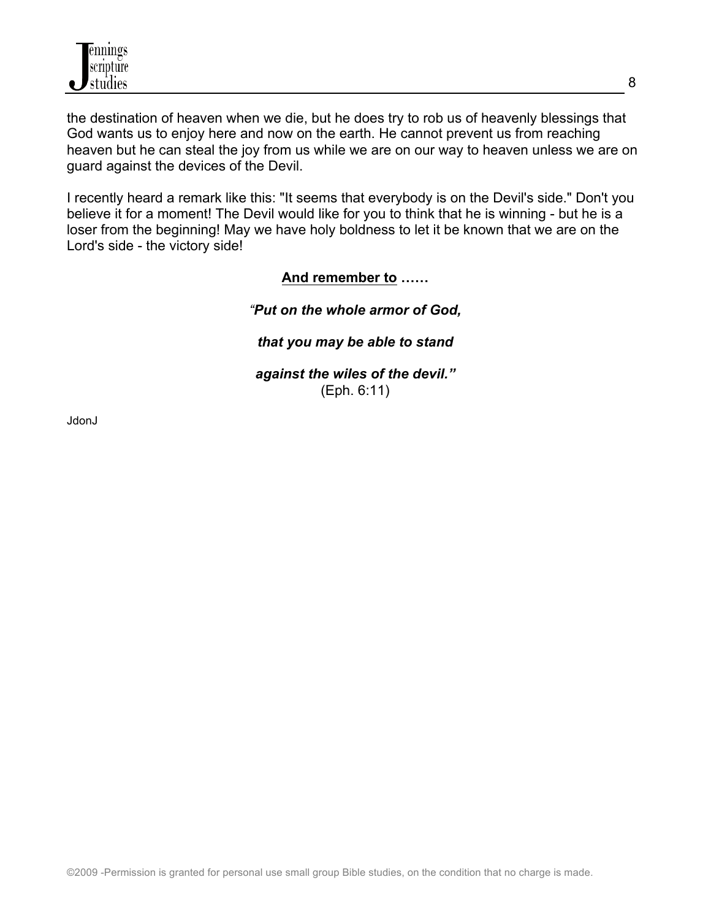the destination of heaven when we die, but he does try to rob us of heavenly blessings that God wants us to enjoy here and now on the earth. He cannot prevent us from reaching heaven but he can steal the joy from us while we are on our way to heaven unless we are on guard against the devices of the Devil.

I recently heard a remark like this: "It seems that everybody is on the Devil's side." Don't you believe it for a moment! The Devil would like for you to think that he is winning - but he is a loser from the beginning! May we have holy boldness to let it be known that we are on the Lord's side - the victory side!

**And remember to ……**

***"Put on the whole armor of God,***

***that you may be able to stand***

***against the wiles of the devil."***
(Eph. 6:11)

JdonJ

©2009 -Permission is granted for personal use small group Bible studies, on the condition that no charge is made.